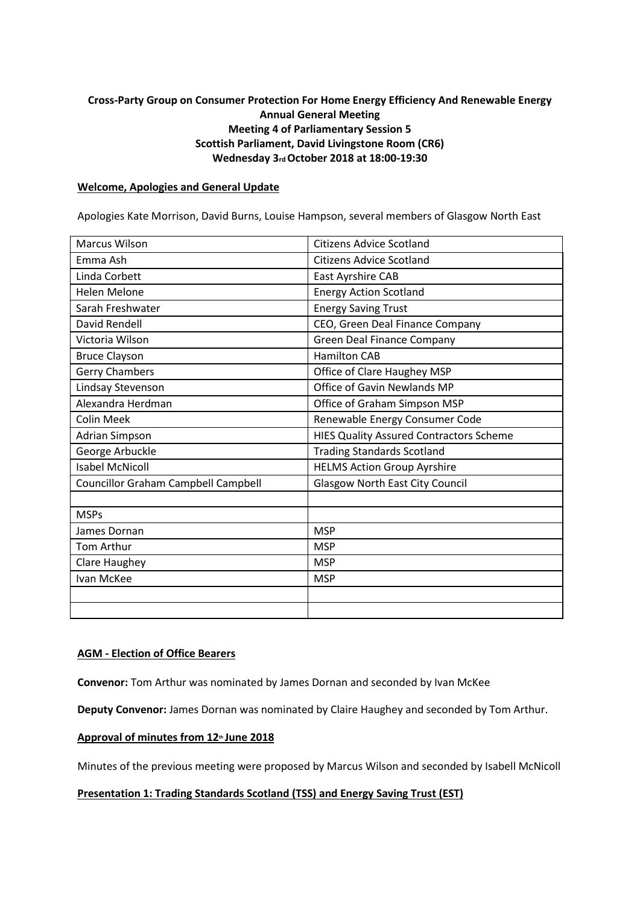**Cross-Party Group on Consumer Protection For Home Energy Efficiency And Renewable Energy**
**Annual General Meeting**
**Meeting 4 of Parliamentary Session 5**
**Scottish Parliament, David Livingstone Room (CR6)**
**Wednesday 3rd October 2018 at 18:00-19:30**

## Welcome, Apologies and General Update

Apologies Kate Morrison, David Burns, Louise Hampson, several members of Glasgow North East

| | |
|---|---|
| Marcus Wilson | Citizens Advice Scotland |
| Emma Ash | Citizens Advice Scotland |
| Linda Corbett | East Ayrshire CAB |
| Helen Melone | Energy Action Scotland |
| Sarah Freshwater | Energy Saving Trust |
| David Rendell | CEO, Green Deal Finance Company |
| Victoria Wilson | Green Deal Finance Company |
| Bruce Clayson | Hamilton CAB |
| Gerry Chambers | Office of Clare Haughey MSP |
| Lindsay Stevenson | Office of Gavin Newlands MP |
| Alexandra Herdman | Office of Graham Simpson MSP |
| Colin Meek | Renewable Energy Consumer Code |
| Adrian Simpson | HIES Quality Assured Contractors Scheme |
| George Arbuckle | Trading Standards Scotland |
| Isabel McNicoll | HELMS Action Group Ayrshire |
| Councillor Graham Campbell Campbell | Glasgow North East City Council |
| | |
| MSPs | |
| James Dornan | MSP |
| Tom Arthur | MSP |
| Clare Haughey | MSP |
| Ivan McKee | MSP |
| | |
| | |

## AGM - Election of Office Bearers

**Convenor:** Tom Arthur was nominated by James Dornan and seconded by Ivan McKee

**Deputy Convenor:** James Dornan was nominated by Claire Haughey and seconded by Tom Arthur.

## Approval of minutes from 12th June 2018

Minutes of the previous meeting were proposed by Marcus Wilson and seconded by Isabell McNicoll

## Presentation 1: Trading Standards Scotland (TSS) and Energy Saving Trust (EST)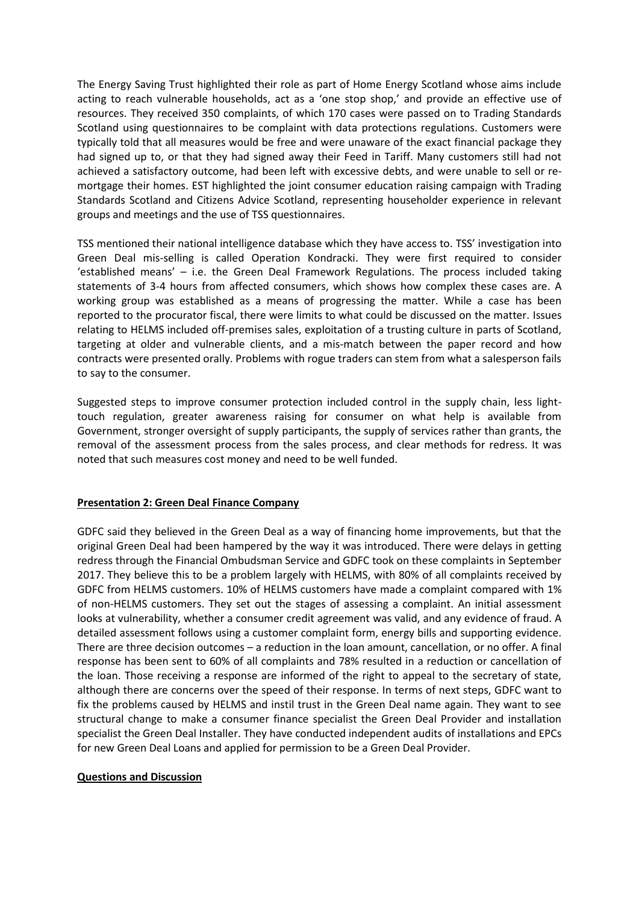The Energy Saving Trust highlighted their role as part of Home Energy Scotland whose aims include acting to reach vulnerable households, act as a 'one stop shop,' and provide an effective use of resources. They received 350 complaints, of which 170 cases were passed on to Trading Standards Scotland using questionnaires to be complaint with data protections regulations. Customers were typically told that all measures would be free and were unaware of the exact financial package they had signed up to, or that they had signed away their Feed in Tariff. Many customers still had not achieved a satisfactory outcome, had been left with excessive debts, and were unable to sell or re-mortgage their homes. EST highlighted the joint consumer education raising campaign with Trading Standards Scotland and Citizens Advice Scotland, representing householder experience in relevant groups and meetings and the use of TSS questionnaires.

TSS mentioned their national intelligence database which they have access to. TSS' investigation into Green Deal mis-selling is called Operation Kondracki. They were first required to consider 'established means' – i.e. the Green Deal Framework Regulations. The process included taking statements of 3-4 hours from affected consumers, which shows how complex these cases are. A working group was established as a means of progressing the matter. While a case has been reported to the procurator fiscal, there were limits to what could be discussed on the matter. Issues relating to HELMS included off-premises sales, exploitation of a trusting culture in parts of Scotland, targeting at older and vulnerable clients, and a mis-match between the paper record and how contracts were presented orally. Problems with rogue traders can stem from what a salesperson fails to say to the consumer.

Suggested steps to improve consumer protection included control in the supply chain, less light-touch regulation, greater awareness raising for consumer on what help is available from Government, stronger oversight of supply participants, the supply of services rather than grants, the removal of the assessment process from the sales process, and clear methods for redress. It was noted that such measures cost money and need to be well funded.

**Presentation 2: Green Deal Finance Company**

GDFC said they believed in the Green Deal as a way of financing home improvements, but that the original Green Deal had been hampered by the way it was introduced. There were delays in getting redress through the Financial Ombudsman Service and GDFC took on these complaints in September 2017. They believe this to be a problem largely with HELMS, with 80% of all complaints received by GDFC from HELMS customers. 10% of HELMS customers have made a complaint compared with 1% of non-HELMS customers. They set out the stages of assessing a complaint. An initial assessment looks at vulnerability, whether a consumer credit agreement was valid, and any evidence of fraud. A detailed assessment follows using a customer complaint form, energy bills and supporting evidence. There are three decision outcomes – a reduction in the loan amount, cancellation, or no offer. A final response has been sent to 60% of all complaints and 78% resulted in a reduction or cancellation of the loan. Those receiving a response are informed of the right to appeal to the secretary of state, although there are concerns over the speed of their response. In terms of next steps, GDFC want to fix the problems caused by HELMS and instil trust in the Green Deal name again. They want to see structural change to make a consumer finance specialist the Green Deal Provider and installation specialist the Green Deal Installer. They have conducted independent audits of installations and EPCs for new Green Deal Loans and applied for permission to be a Green Deal Provider.

**Questions and Discussion**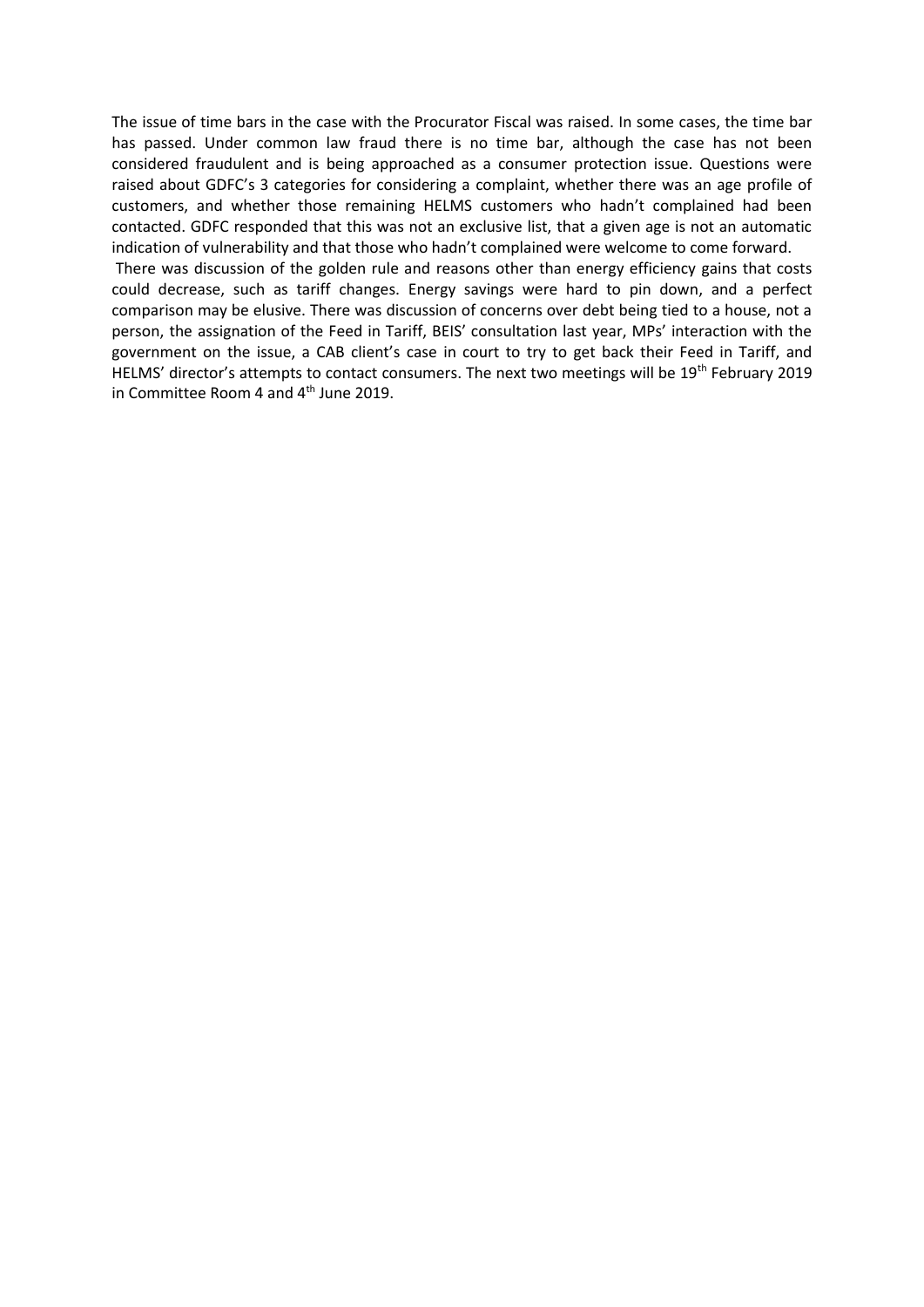The issue of time bars in the case with the Procurator Fiscal was raised. In some cases, the time bar has passed. Under common law fraud there is no time bar, although the case has not been considered fraudulent and is being approached as a consumer protection issue. Questions were raised about GDFC's 3 categories for considering a complaint, whether there was an age profile of customers, and whether those remaining HELMS customers who hadn't complained had been contacted. GDFC responded that this was not an exclusive list, that a given age is not an automatic indication of vulnerability and that those who hadn't complained were welcome to come forward.

There was discussion of the golden rule and reasons other than energy efficiency gains that costs could decrease, such as tariff changes. Energy savings were hard to pin down, and a perfect comparison may be elusive. There was discussion of concerns over debt being tied to a house, not a person, the assignation of the Feed in Tariff, BEIS' consultation last year, MPs' interaction with the government on the issue, a CAB client's case in court to try to get back their Feed in Tariff, and HELMS' director's attempts to contact consumers. The next two meetings will be 19th February 2019 in Committee Room 4 and 4th June 2019.